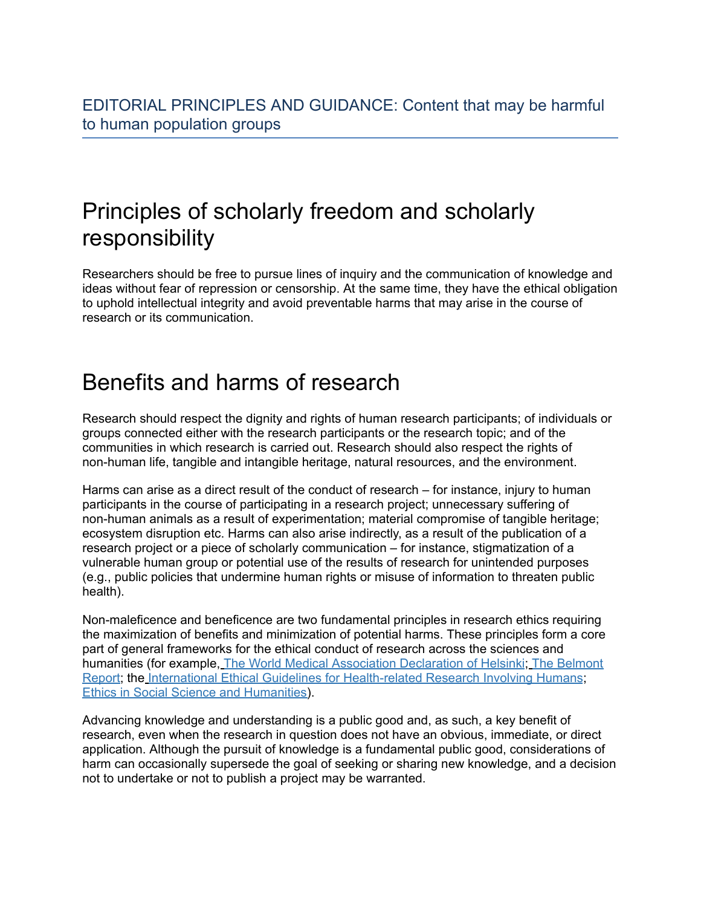# EDITORIAL PRINCIPLES AND GUIDANCE: Content that may be harmful to human population groups

## Principles of scholarly freedom and scholarly responsibility

Researchers should be free to pursue lines of inquiry and the communication of knowledge and ideas without fear of repression or censorship. At the same time, they have the ethical obligation to uphold intellectual integrity and avoid preventable harms that may arise in the course of research or its communication.

## Benefits and harms of research

Research should respect the dignity and rights of human research participants; of individuals or groups connected either with the research participants or the research topic; and of the communities in which research is carried out. Research should also respect the rights of non-human life, tangible and intangible heritage, natural resources, and the environment.

Harms can arise as a direct result of the conduct of research – for instance, injury to human participants in the course of participating in a research project; unnecessary suffering of non-human animals as a result of experimentation; material compromise of tangible heritage; ecosystem disruption etc. Harms can also arise indirectly, as a result of the publication of a research project or a piece of scholarly communication – for instance, stigmatization of a vulnerable human group or potential use of the results of research for unintended purposes (e.g., public policies that undermine human rights or misuse of information to threaten public health).

Non-maleficence and beneficence are two fundamental principles in research ethics requiring the maximization of benefits and minimization of potential harms. These principles form a core part of general frameworks for the ethical conduct of research across the sciences and humanities (for example, The World Medical Association Declaration of Helsinki; The Belmont Report; the International Ethical Guidelines for Health-related Research Involving Humans; Ethics in Social Science and Humanities).

Advancing knowledge and understanding is a public good and, as such, a key benefit of research, even when the research in question does not have an obvious, immediate, or direct application. Although the pursuit of knowledge is a fundamental public good, considerations of harm can occasionally supersede the goal of seeking or sharing new knowledge, and a decision not to undertake or not to publish a project may be warranted.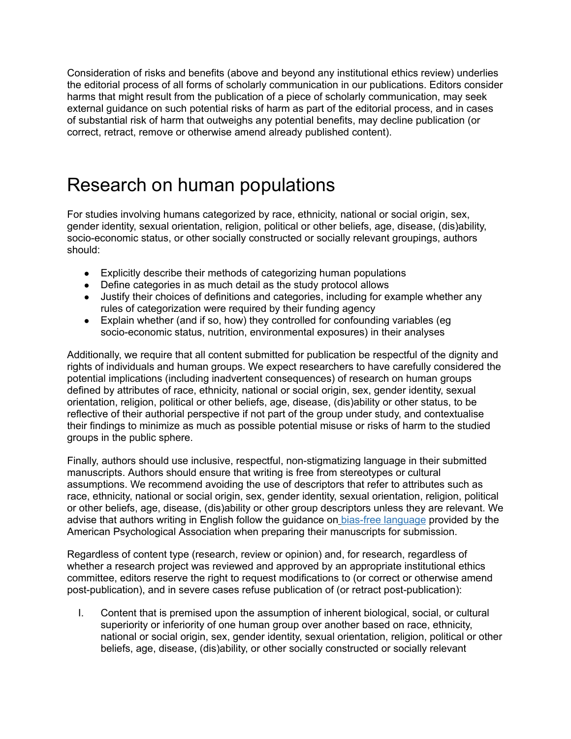Consideration of risks and benefits (above and beyond any institutional ethics review) underlies the editorial process of all forms of scholarly communication in our publications. Editors consider harms that might result from the publication of a piece of scholarly communication, may seek external guidance on such potential risks of harm as part of the editorial process, and in cases of substantial risk of harm that outweighs any potential benefits, may decline publication (or correct, retract, remove or otherwise amend already published content).

# Research on human populations

For studies involving humans categorized by race, ethnicity, national or social origin, sex, gender identity, sexual orientation, religion, political or other beliefs, age, disease, (dis)ability, socio-economic status, or other socially constructed or socially relevant groupings, authors should:

- Explicitly describe their methods of categorizing human populations
- Define categories in as much detail as the study protocol allows
- Justify their choices of definitions and categories, including for example whether any rules of categorization were required by their funding agency
- Explain whether (and if so, how) they controlled for confounding variables (eg socio-economic status, nutrition, environmental exposures) in their analyses

Additionally, we require that all content submitted for publication be respectful of the dignity and rights of individuals and human groups. We expect researchers to have carefully considered the potential implications (including inadvertent consequences) of research on human groups defined by attributes of race, ethnicity, national or social origin, sex, gender identity, sexual orientation, religion, political or other beliefs, age, disease, (dis)ability or other status, to be reflective of their authorial perspective if not part of the group under study, and contextualise their findings to minimize as much as possible potential misuse or risks of harm to the studied groups in the public sphere.

Finally, authors should use inclusive, respectful, non-stigmatizing language in their submitted manuscripts. Authors should ensure that writing is free from stereotypes or cultural assumptions. We recommend avoiding the use of descriptors that refer to attributes such as race, ethnicity, national or social origin, sex, gender identity, sexual orientation, religion, political or other beliefs, age, disease, (dis)ability or other group descriptors unless they are relevant. We advise that authors writing in English follow the guidance on bias-free language provided by the American Psychological Association when preparing their manuscripts for submission.

Regardless of content type (research, review or opinion) and, for research, regardless of whether a research project was reviewed and approved by an appropriate institutional ethics committee, editors reserve the right to request modifications to (or correct or otherwise amend post-publication), and in severe cases refuse publication of (or retract post-publication):

I. Content that is premised upon the assumption of inherent biological, social, or cultural superiority or inferiority of one human group over another based on race, ethnicity, national or social origin, sex, gender identity, sexual orientation, religion, political or other beliefs, age, disease, (dis)ability, or other socially constructed or socially relevant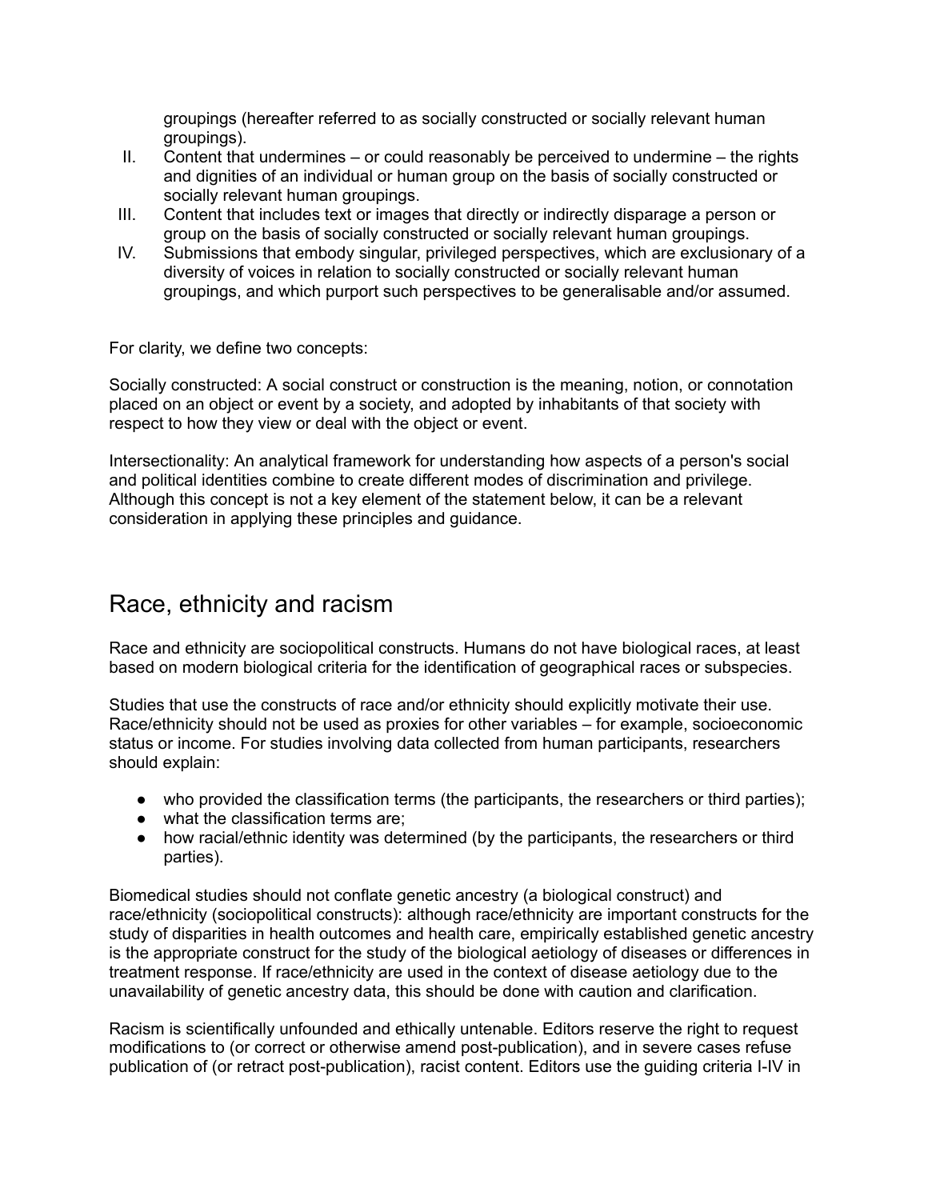groupings (hereafter referred to as socially constructed or socially relevant human groupings).

II. Content that undermines – or could reasonably be perceived to undermine – the rights and dignities of an individual or human group on the basis of socially constructed or socially relevant human groupings.

III. Content that includes text or images that directly or indirectly disparage a person or group on the basis of socially constructed or socially relevant human groupings.

IV. Submissions that embody singular, privileged perspectives, which are exclusionary of a diversity of voices in relation to socially constructed or socially relevant human groupings, and which purport such perspectives to be generalisable and/or assumed.

For clarity, we define two concepts:

Socially constructed: A social construct or construction is the meaning, notion, or connotation placed on an object or event by a society, and adopted by inhabitants of that society with respect to how they view or deal with the object or event.

Intersectionality: An analytical framework for understanding how aspects of a person's social and political identities combine to create different modes of discrimination and privilege. Although this concept is not a key element of the statement below, it can be a relevant consideration in applying these principles and guidance.

## Race, ethnicity and racism

Race and ethnicity are sociopolitical constructs. Humans do not have biological races, at least based on modern biological criteria for the identification of geographical races or subspecies.

Studies that use the constructs of race and/or ethnicity should explicitly motivate their use. Race/ethnicity should not be used as proxies for other variables – for example, socioeconomic status or income. For studies involving data collected from human participants, researchers should explain:

- who provided the classification terms (the participants, the researchers or third parties);
- what the classification terms are;
- how racial/ethnic identity was determined (by the participants, the researchers or third parties).

Biomedical studies should not conflate genetic ancestry (a biological construct) and race/ethnicity (sociopolitical constructs): although race/ethnicity are important constructs for the study of disparities in health outcomes and health care, empirically established genetic ancestry is the appropriate construct for the study of the biological aetiology of diseases or differences in treatment response. If race/ethnicity are used in the context of disease aetiology due to the unavailability of genetic ancestry data, this should be done with caution and clarification.

Racism is scientifically unfounded and ethically untenable. Editors reserve the right to request modifications to (or correct or otherwise amend post-publication), and in severe cases refuse publication of (or retract post-publication), racist content. Editors use the guiding criteria I-IV in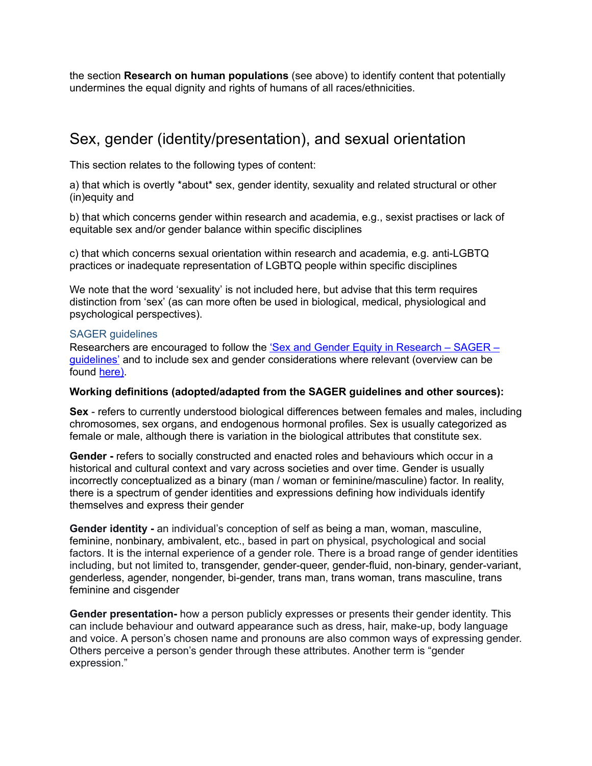the section **Research on human populations** (see above) to identify content that potentially undermines the equal dignity and rights of humans of all races/ethnicities.

## Sex, gender (identity/presentation), and sexual orientation

This section relates to the following types of content:

a) that which is overtly *about* sex, gender identity, sexuality and related structural or other (in)equity and

b) that which concerns gender within research and academia, e.g., sexist practises or lack of equitable sex and/or gender balance within specific disciplines

c) that which concerns sexual orientation within research and academia, e.g. anti-LGBTQ practices or inadequate representation of LGBTQ people within specific disciplines

We note that the word 'sexuality' is not included here, but advise that this term requires distinction from 'sex' (as can more often be used in biological, medical, physiological and psychological perspectives).

### SAGER guidelines

Researchers are encouraged to follow the 'Sex and Gender Equity in Research – SAGER – guidelines' and to include sex and gender considerations where relevant (overview can be found here).

**Working definitions (adopted/adapted from the SAGER guidelines and other sources):**

**Sex** - refers to currently understood biological differences between females and males, including chromosomes, sex organs, and endogenous hormonal profiles. Sex is usually categorized as female or male, although there is variation in the biological attributes that constitute sex.

**Gender -** refers to socially constructed and enacted roles and behaviours which occur in a historical and cultural context and vary across societies and over time. Gender is usually incorrectly conceptualized as a binary (man / woman or feminine/masculine) factor. In reality, there is a spectrum of gender identities and expressions defining how individuals identify themselves and express their gender

**Gender identity -** an individual's conception of self as being a man, woman, masculine, feminine, nonbinary, ambivalent, etc., based in part on physical, psychological and social factors. It is the internal experience of a gender role. There is a broad range of gender identities including, but not limited to, transgender, gender-queer, gender-fluid, non-binary, gender-variant, genderless, agender, nongender, bi-gender, trans man, trans woman, trans masculine, trans feminine and cisgender

**Gender presentation-** how a person publicly expresses or presents their gender identity. This can include behaviour and outward appearance such as dress, hair, make-up, body language and voice. A person's chosen name and pronouns are also common ways of expressing gender. Others perceive a person's gender through these attributes. Another term is "gender expression."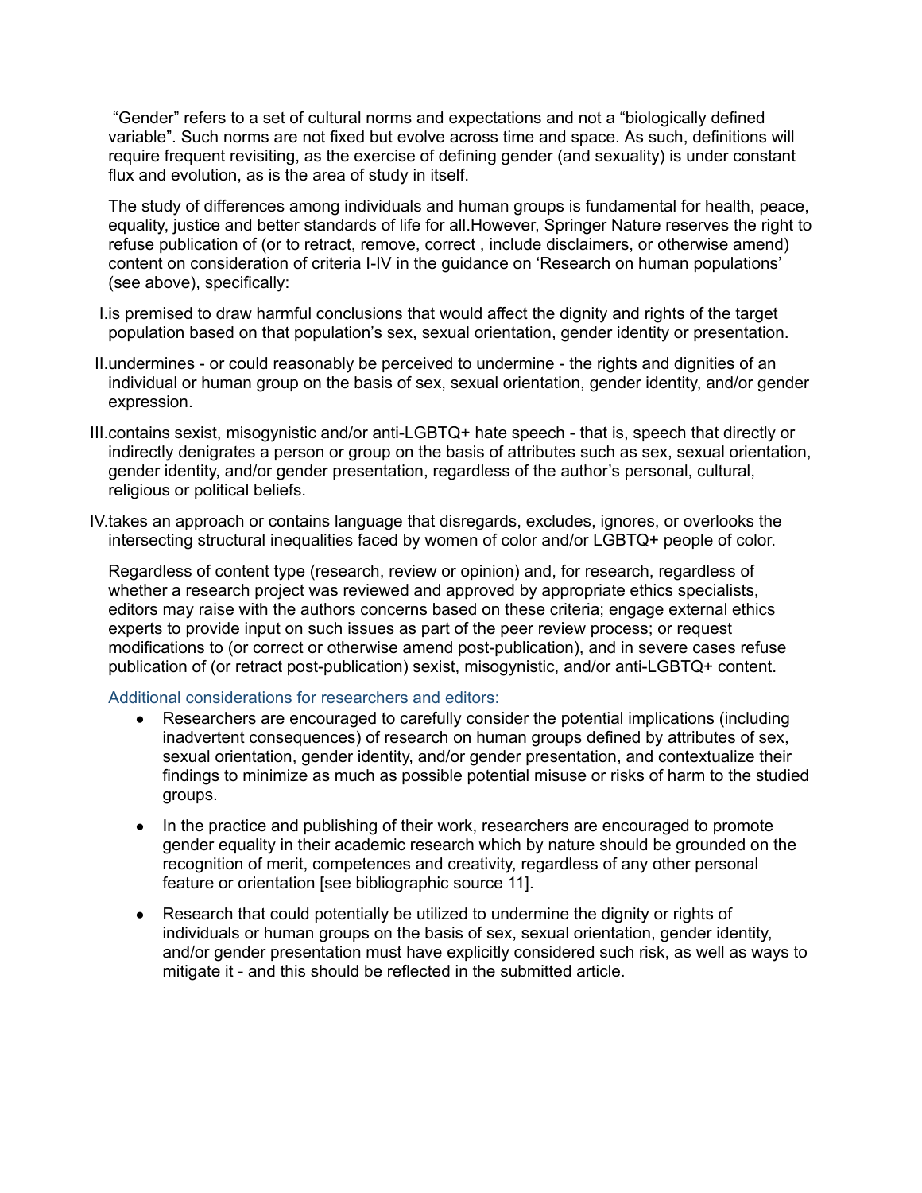"Gender" refers to a set of cultural norms and expectations and not a "biologically defined variable". Such norms are not fixed but evolve across time and space. As such, definitions will require frequent revisiting, as the exercise of defining gender (and sexuality) is under constant flux and evolution, as is the area of study in itself.

The study of differences among individuals and human groups is fundamental for health, peace, equality, justice and better standards of life for all.However, Springer Nature reserves the right to refuse publication of (or to retract, remove, correct , include disclaimers, or otherwise amend) content on consideration of criteria I-IV in the guidance on 'Research on human populations' (see above), specifically:

I. is premised to draw harmful conclusions that would affect the dignity and rights of the target population based on that population's sex, sexual orientation, gender identity or presentation.

II. undermines - or could reasonably be perceived to undermine - the rights and dignities of an individual or human group on the basis of sex, sexual orientation, gender identity, and/or gender expression.

III. contains sexist, misogynistic and/or anti-LGBTQ+ hate speech - that is, speech that directly or indirectly denigrates a person or group on the basis of attributes such as sex, sexual orientation, gender identity, and/or gender presentation, regardless of the author's personal, cultural, religious or political beliefs.

IV. takes an approach or contains language that disregards, excludes, ignores, or overlooks the intersecting structural inequalities faced by women of color and/or LGBTQ+ people of color.

Regardless of content type (research, review or opinion) and, for research, regardless of whether a research project was reviewed and approved by appropriate ethics specialists, editors may raise with the authors concerns based on these criteria; engage external ethics experts to provide input on such issues as part of the peer review process; or request modifications to (or correct or otherwise amend post-publication), and in severe cases refuse publication of (or retract post-publication) sexist, misogynistic, and/or anti-LGBTQ+ content.

### Additional considerations for researchers and editors:

- Researchers are encouraged to carefully consider the potential implications (including inadvertent consequences) of research on human groups defined by attributes of sex, sexual orientation, gender identity, and/or gender presentation, and contextualize their findings to minimize as much as possible potential misuse or risks of harm to the studied groups.
- In the practice and publishing of their work, researchers are encouraged to promote gender equality in their academic research which by nature should be grounded on the recognition of merit, competences and creativity, regardless of any other personal feature or orientation [see bibliographic source 11].
- Research that could potentially be utilized to undermine the dignity or rights of individuals or human groups on the basis of sex, sexual orientation, gender identity, and/or gender presentation must have explicitly considered such risk, as well as ways to mitigate it - and this should be reflected in the submitted article.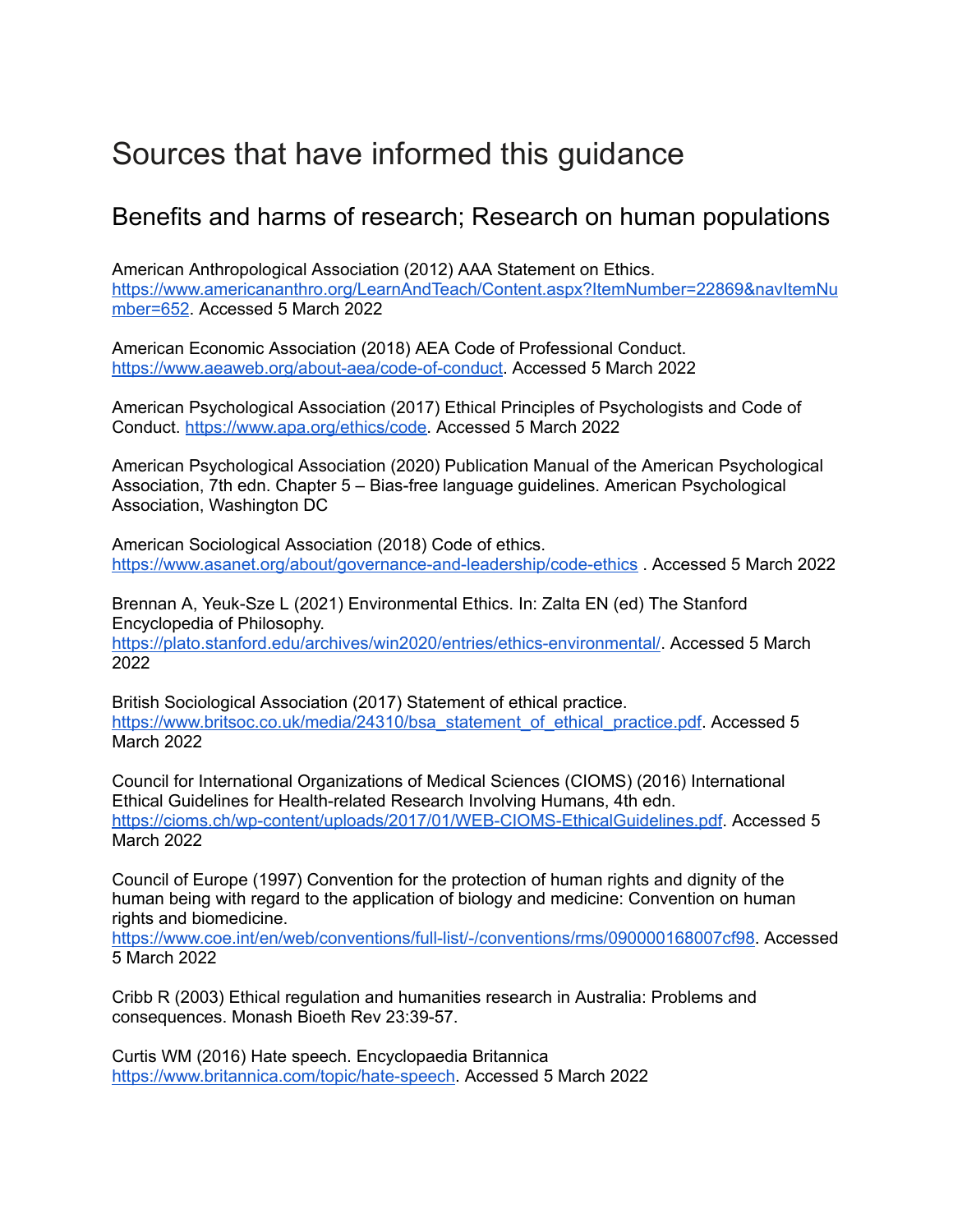# Sources that have informed this guidance

## Benefits and harms of research; Research on human populations

American Anthropological Association (2012) AAA Statement on Ethics. https://www.americananthro.org/LearnAndTeach/Content.aspx?ItemNumber=22869&navItemNumber=652. Accessed 5 March 2022

American Economic Association (2018) AEA Code of Professional Conduct. https://www.aeaweb.org/about-aea/code-of-conduct. Accessed 5 March 2022

American Psychological Association (2017) Ethical Principles of Psychologists and Code of Conduct. https://www.apa.org/ethics/code. Accessed 5 March 2022

American Psychological Association (2020) Publication Manual of the American Psychological Association, 7th edn. Chapter 5 – Bias-free language guidelines. American Psychological Association, Washington DC

American Sociological Association (2018) Code of ethics. https://www.asanet.org/about/governance-and-leadership/code-ethics . Accessed 5 March 2022

Brennan A, Yeuk-Sze L (2021) Environmental Ethics. In: Zalta EN (ed) The Stanford Encyclopedia of Philosophy. https://plato.stanford.edu/archives/win2020/entries/ethics-environmental/. Accessed 5 March 2022

British Sociological Association (2017) Statement of ethical practice. https://www.britsoc.co.uk/media/24310/bsa_statement_of_ethical_practice.pdf. Accessed 5 March 2022

Council for International Organizations of Medical Sciences (CIOMS) (2016) International Ethical Guidelines for Health-related Research Involving Humans, 4th edn. https://cioms.ch/wp-content/uploads/2017/01/WEB-CIOMS-EthicalGuidelines.pdf. Accessed 5 March 2022

Council of Europe (1997) Convention for the protection of human rights and dignity of the human being with regard to the application of biology and medicine: Convention on human rights and biomedicine. https://www.coe.int/en/web/conventions/full-list/-/conventions/rms/090000168007cf98. Accessed 5 March 2022

Cribb R (2003) Ethical regulation and humanities research in Australia: Problems and consequences. Monash Bioeth Rev 23:39-57.

Curtis WM (2016) Hate speech. Encyclopaedia Britannica https://www.britannica.com/topic/hate-speech. Accessed 5 March 2022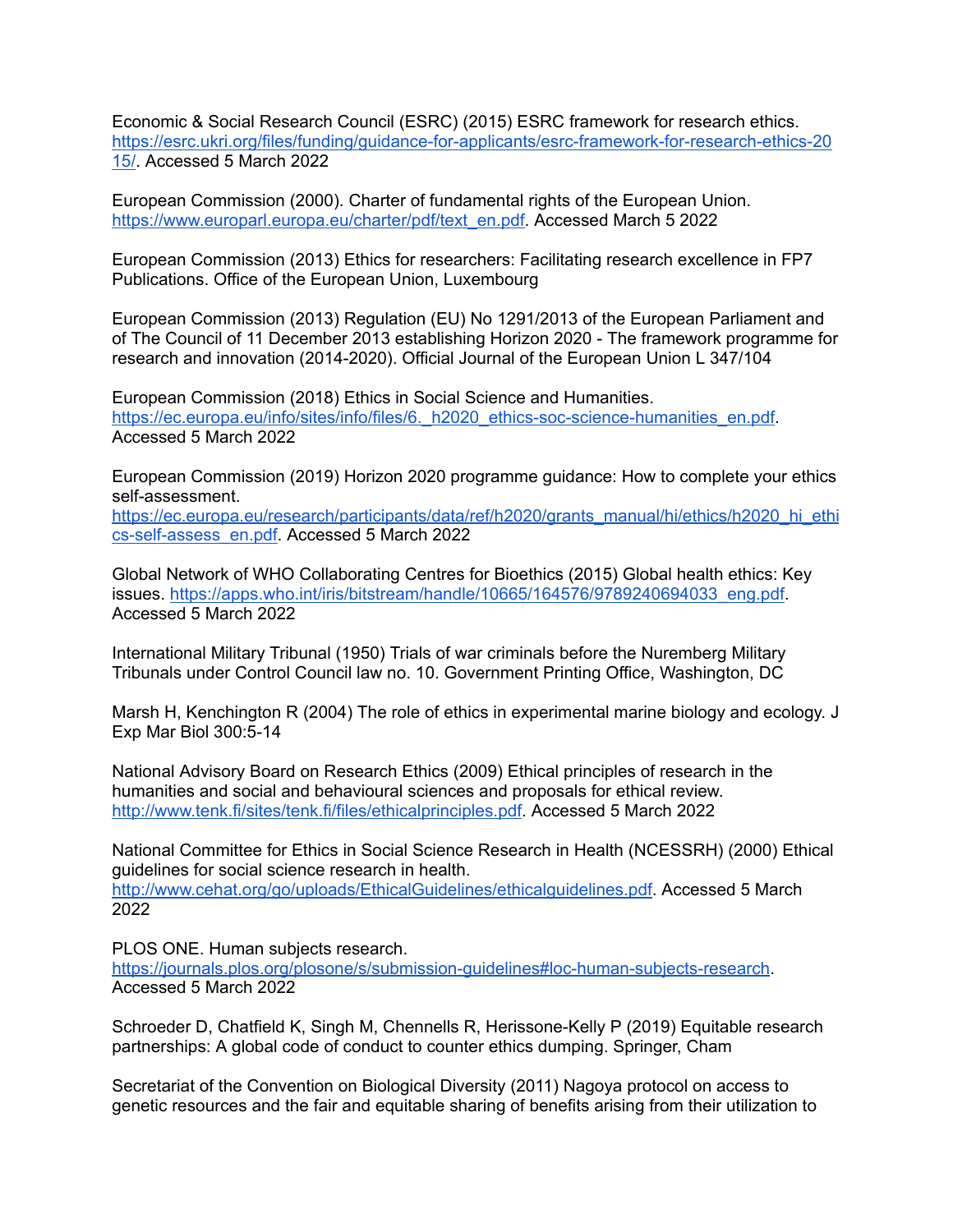Economic & Social Research Council (ESRC) (2015) ESRC framework for research ethics. https://esrc.ukri.org/files/funding/guidance-for-applicants/esrc-framework-for-research-ethics-2015/. Accessed 5 March 2022

European Commission (2000). Charter of fundamental rights of the European Union. https://www.europarl.europa.eu/charter/pdf/text_en.pdf. Accessed March 5 2022

European Commission (2013) Ethics for researchers: Facilitating research excellence in FP7 Publications. Office of the European Union, Luxembourg

European Commission (2013) Regulation (EU) No 1291/2013 of the European Parliament and of The Council of 11 December 2013 establishing Horizon 2020 - The framework programme for research and innovation (2014-2020). Official Journal of the European Union L 347/104

European Commission (2018) Ethics in Social Science and Humanities. https://ec.europa.eu/info/sites/info/files/6._h2020_ethics-soc-science-humanities_en.pdf. Accessed 5 March 2022

European Commission (2019) Horizon 2020 programme guidance: How to complete your ethics self-assessment. https://ec.europa.eu/research/participants/data/ref/h2020/grants_manual/hi/ethics/h2020_hi_ethics-self-assess_en.pdf. Accessed 5 March 2022

Global Network of WHO Collaborating Centres for Bioethics (2015) Global health ethics: Key issues. https://apps.who.int/iris/bitstream/handle/10665/164576/9789240694033_eng.pdf. Accessed 5 March 2022

International Military Tribunal (1950) Trials of war criminals before the Nuremberg Military Tribunals under Control Council law no. 10. Government Printing Office, Washington, DC

Marsh H, Kenchington R (2004) The role of ethics in experimental marine biology and ecology. J Exp Mar Biol 300:5-14

National Advisory Board on Research Ethics (2009) Ethical principles of research in the humanities and social and behavioural sciences and proposals for ethical review. http://www.tenk.fi/sites/tenk.fi/files/ethicalprinciples.pdf. Accessed 5 March 2022

National Committee for Ethics in Social Science Research in Health (NCESSRH) (2000) Ethical guidelines for social science research in health. http://www.cehat.org/go/uploads/EthicalGuidelines/ethicalguidelines.pdf. Accessed 5 March 2022

PLOS ONE. Human subjects research. https://journals.plos.org/plosone/s/submission-guidelines#loc-human-subjects-research. Accessed 5 March 2022

Schroeder D, Chatfield K, Singh M, Chennells R, Herissone-Kelly P (2019) Equitable research partnerships: A global code of conduct to counter ethics dumping. Springer, Cham

Secretariat of the Convention on Biological Diversity (2011) Nagoya protocol on access to genetic resources and the fair and equitable sharing of benefits arising from their utilization to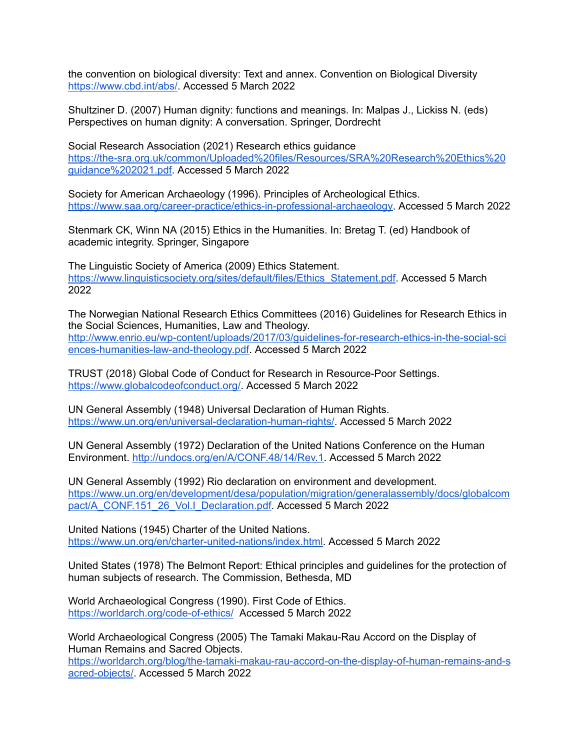the convention on biological diversity: Text and annex. Convention on Biological Diversity https://www.cbd.int/abs/. Accessed 5 March 2022

Shultziner D. (2007) Human dignity: functions and meanings. In: Malpas J., Lickiss N. (eds) Perspectives on human dignity: A conversation. Springer, Dordrecht

Social Research Association (2021) Research ethics guidance https://the-sra.org.uk/common/Uploaded%20files/Resources/SRA%20Research%20Ethics%20guidance%202021.pdf. Accessed 5 March 2022

Society for American Archaeology (1996). Principles of Archeological Ethics. https://www.saa.org/career-practice/ethics-in-professional-archaeology. Accessed 5 March 2022

Stenmark CK, Winn NA (2015) Ethics in the Humanities. In: Bretag T. (ed) Handbook of academic integrity. Springer, Singapore

The Linguistic Society of America (2009) Ethics Statement. https://www.linguisticsociety.org/sites/default/files/Ethics_Statement.pdf. Accessed 5 March 2022

The Norwegian National Research Ethics Committees (2016) Guidelines for Research Ethics in the Social Sciences, Humanities, Law and Theology. http://www.enrio.eu/wp-content/uploads/2017/03/guidelines-for-research-ethics-in-the-social-sciences-humanities-law-and-theology.pdf. Accessed 5 March 2022

TRUST (2018) Global Code of Conduct for Research in Resource-Poor Settings. https://www.globalcodeofconduct.org/. Accessed 5 March 2022

UN General Assembly (1948) Universal Declaration of Human Rights. https://www.un.org/en/universal-declaration-human-rights/. Accessed 5 March 2022

UN General Assembly (1972) Declaration of the United Nations Conference on the Human Environment. http://undocs.org/en/A/CONF.48/14/Rev.1. Accessed 5 March 2022

UN General Assembly (1992) Rio declaration on environment and development. https://www.un.org/en/development/desa/population/migration/generalassembly/docs/globalcompact/A_CONF.151_26_Vol.I_Declaration.pdf. Accessed 5 March 2022

United Nations (1945) Charter of the United Nations. https://www.un.org/en/charter-united-nations/index.html. Accessed 5 March 2022

United States (1978) The Belmont Report: Ethical principles and guidelines for the protection of human subjects of research. The Commission, Bethesda, MD

World Archaeological Congress (1990). First Code of Ethics. https://worldarch.org/code-of-ethics/ Accessed 5 March 2022

World Archaeological Congress (2005) The Tamaki Makau-Rau Accord on the Display of Human Remains and Sacred Objects. https://worldarch.org/blog/the-tamaki-makau-rau-accord-on-the-display-of-human-remains-and-sacred-objects/. Accessed 5 March 2022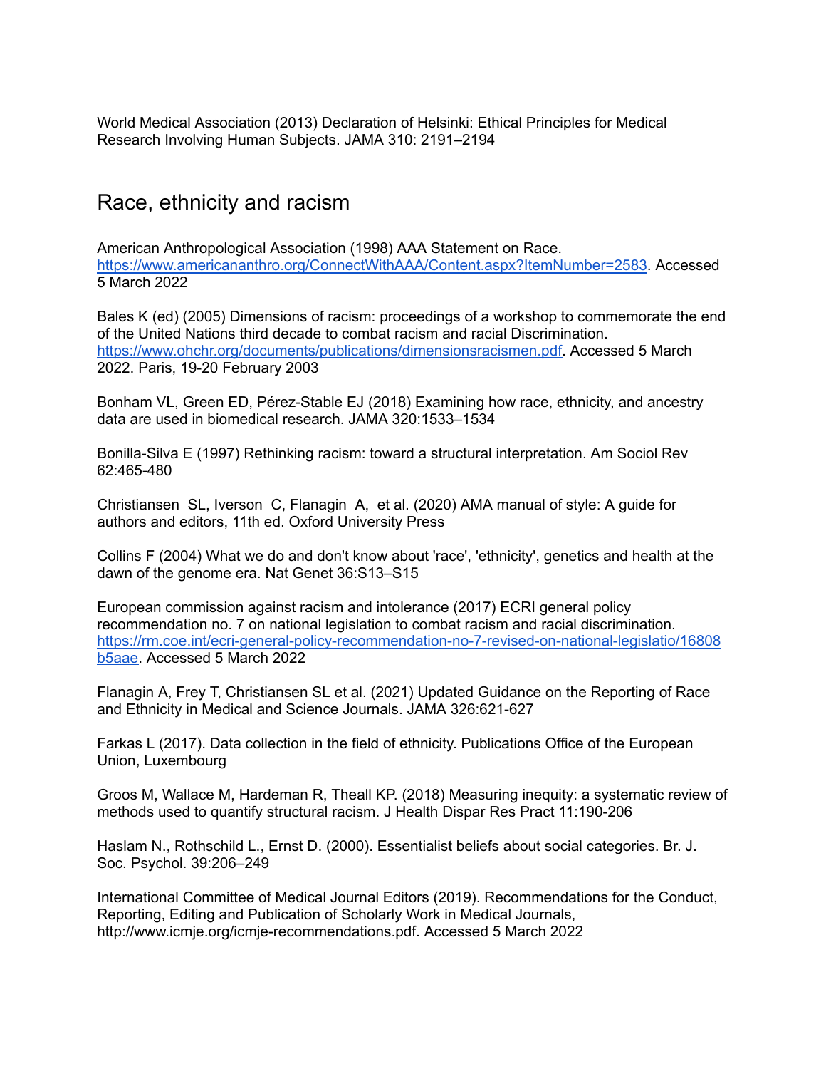World Medical Association (2013) Declaration of Helsinki: Ethical Principles for Medical Research Involving Human Subjects. JAMA 310: 2191–2194

## Race, ethnicity and racism

American Anthropological Association (1998) AAA Statement on Race. https://www.americananthro.org/ConnectWithAAA/Content.aspx?ItemNumber=2583. Accessed 5 March 2022

Bales K (ed) (2005) Dimensions of racism: proceedings of a workshop to commemorate the end of the United Nations third decade to combat racism and racial Discrimination. https://www.ohchr.org/documents/publications/dimensionsracismen.pdf. Accessed 5 March 2022. Paris, 19-20 February 2003

Bonham VL, Green ED, Pérez-Stable EJ (2018) Examining how race, ethnicity, and ancestry data are used in biomedical research. JAMA 320:1533–1534

Bonilla-Silva E (1997) Rethinking racism: toward a structural interpretation. Am Sociol Rev 62:465-480

Christiansen SL, Iverson C, Flanagin A, et al. (2020) AMA manual of style: A guide for authors and editors, 11th ed. Oxford University Press

Collins F (2004) What we do and don't know about 'race', 'ethnicity', genetics and health at the dawn of the genome era. Nat Genet 36:S13–S15

European commission against racism and intolerance (2017) ECRI general policy recommendation no. 7 on national legislation to combat racism and racial discrimination. https://rm.coe.int/ecri-general-policy-recommendation-no-7-revised-on-national-legislatio/16808b5aae. Accessed 5 March 2022

Flanagin A, Frey T, Christiansen SL et al. (2021) Updated Guidance on the Reporting of Race and Ethnicity in Medical and Science Journals. JAMA 326:621-627

Farkas L (2017). Data collection in the field of ethnicity. Publications Office of the European Union, Luxembourg

Groos M, Wallace M, Hardeman R, Theall KP. (2018) Measuring inequity: a systematic review of methods used to quantify structural racism. J Health Dispar Res Pract 11:190-206

Haslam N., Rothschild L., Ernst D. (2000). Essentialist beliefs about social categories. Br. J. Soc. Psychol. 39:206–249

International Committee of Medical Journal Editors (2019). Recommendations for the Conduct, Reporting, Editing and Publication of Scholarly Work in Medical Journals, http://www.icmje.org/icmje-recommendations.pdf. Accessed 5 March 2022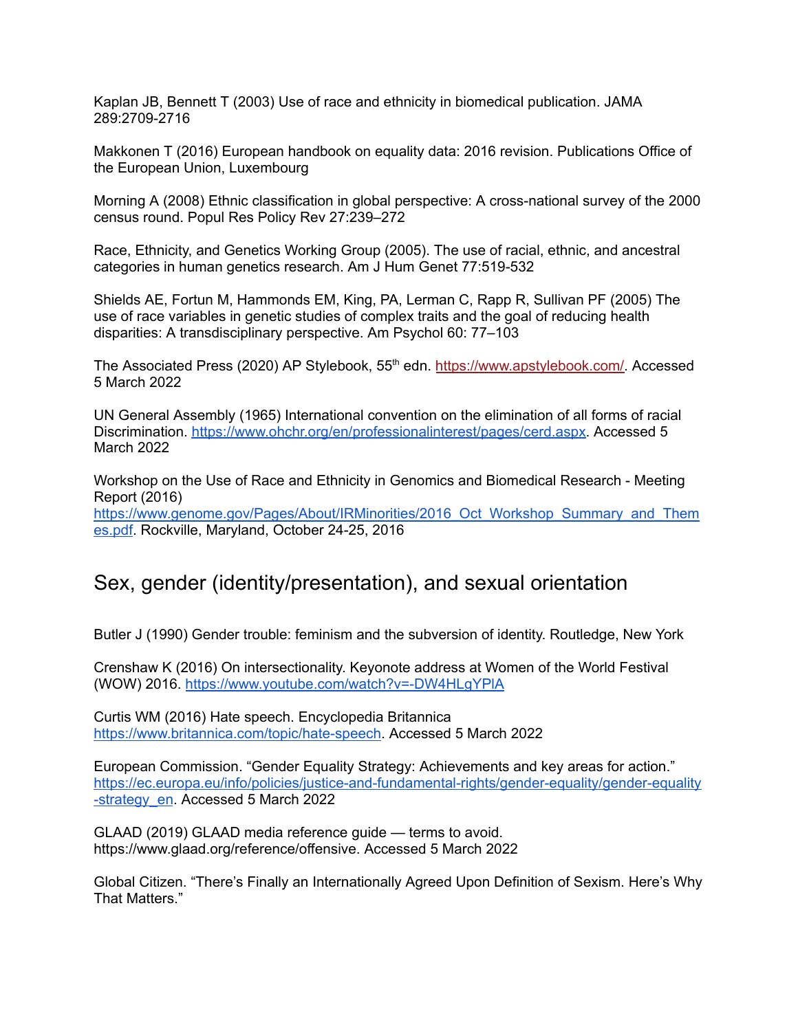Kaplan JB, Bennett T (2003) Use of race and ethnicity in biomedical publication. JAMA 289:2709-2716

Makkonen T (2016) European handbook on equality data: 2016 revision. Publications Office of the European Union, Luxembourg

Morning A (2008) Ethnic classification in global perspective: A cross-national survey of the 2000 census round. Popul Res Policy Rev 27:239–272

Race, Ethnicity, and Genetics Working Group (2005). The use of racial, ethnic, and ancestral categories in human genetics research. Am J Hum Genet 77:519-532

Shields AE, Fortun M, Hammonds EM, King, PA, Lerman C, Rapp R, Sullivan PF (2005) The use of race variables in genetic studies of complex traits and the goal of reducing health disparities: A transdisciplinary perspective. Am Psychol 60: 77–103

The Associated Press (2020) AP Stylebook, 55th edn. https://www.apstylebook.com/. Accessed 5 March 2022

UN General Assembly (1965) International convention on the elimination of all forms of racial Discrimination. https://www.ohchr.org/en/professionalinterest/pages/cerd.aspx. Accessed 5 March 2022

Workshop on the Use of Race and Ethnicity in Genomics and Biomedical Research - Meeting Report (2016) https://www.genome.gov/Pages/About/IRMinorities/2016_Oct_Workshop_Summary_and_Themes.pdf. Rockville, Maryland, October 24-25, 2016

## Sex, gender (identity/presentation), and sexual orientation

Butler J (1990) Gender trouble: feminism and the subversion of identity. Routledge, New York

Crenshaw K (2016) On intersectionality. Keyonote address at Women of the World Festival (WOW) 2016. https://www.youtube.com/watch?v=-DW4HLgYPlA

Curtis WM (2016) Hate speech. Encyclopedia Britannica https://www.britannica.com/topic/hate-speech. Accessed 5 March 2022

European Commission. "Gender Equality Strategy: Achievements and key areas for action." https://ec.europa.eu/info/policies/justice-and-fundamental-rights/gender-equality/gender-equality-strategy_en. Accessed 5 March 2022

GLAAD (2019) GLAAD media reference guide — terms to avoid. https://www.glaad.org/reference/offensive. Accessed 5 March 2022

Global Citizen. "There's Finally an Internationally Agreed Upon Definition of Sexism. Here's Why That Matters."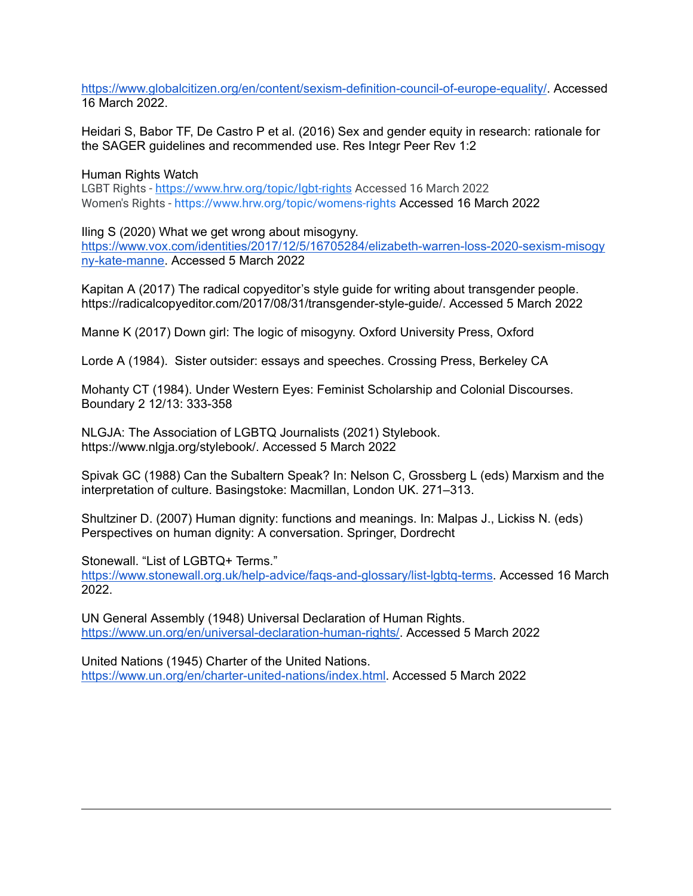https://www.globalcitizen.org/en/content/sexism-definition-council-of-europe-equality/. Accessed 16 March 2022.

Heidari S, Babor TF, De Castro P et al. (2016) Sex and gender equity in research: rationale for the SAGER guidelines and recommended use. Res Integr Peer Rev 1:2

Human Rights Watch
LGBT Rights - https://www.hrw.org/topic/lgbt-rights Accessed 16 March 2022
Women's Rights - https://www.hrw.org/topic/womens-rights Accessed 16 March 2022

Iling S (2020) What we get wrong about misogyny. https://www.vox.com/identities/2017/12/5/16705284/elizabeth-warren-loss-2020-sexism-misogyny-kate-manne. Accessed 5 March 2022

Kapitan A (2017) The radical copyeditor's style guide for writing about transgender people. https://radicalcopyeditor.com/2017/08/31/transgender-style-guide/. Accessed 5 March 2022

Manne K (2017) Down girl: The logic of misogyny. Oxford University Press, Oxford

Lorde A (1984). Sister outsider: essays and speeches. Crossing Press, Berkeley CA

Mohanty CT (1984). Under Western Eyes: Feminist Scholarship and Colonial Discourses. Boundary 2 12/13: 333-358

NLGJA: The Association of LGBTQ Journalists (2021) Stylebook. https://www.nlgja.org/stylebook/. Accessed 5 March 2022

Spivak GC (1988) Can the Subaltern Speak? In: Nelson C, Grossberg L (eds) Marxism and the interpretation of culture. Basingstoke: Macmillan, London UK. 271–313.

Shultziner D. (2007) Human dignity: functions and meanings. In: Malpas J., Lickiss N. (eds) Perspectives on human dignity: A conversation. Springer, Dordrecht

Stonewall. "List of LGBTQ+ Terms." https://www.stonewall.org.uk/help-advice/faqs-and-glossary/list-lgbtq-terms. Accessed 16 March 2022.

UN General Assembly (1948) Universal Declaration of Human Rights. https://www.un.org/en/universal-declaration-human-rights/. Accessed 5 March 2022

United Nations (1945) Charter of the United Nations. https://www.un.org/en/charter-united-nations/index.html. Accessed 5 March 2022